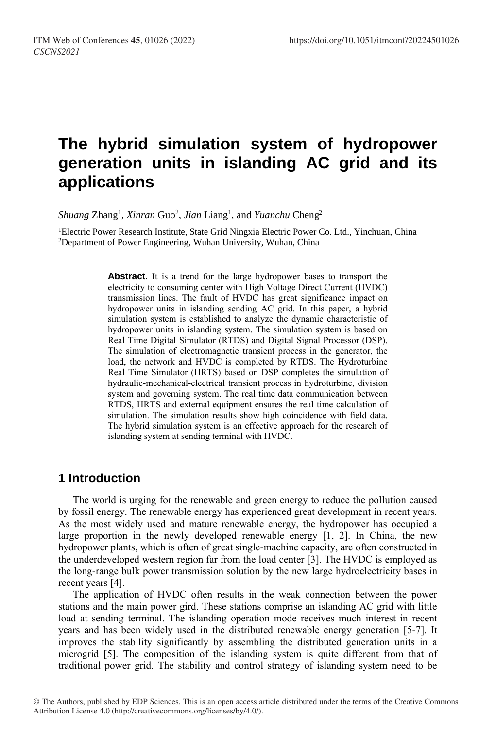# The hybrid simulation system of hydropower generation units in islanding AC grid and its applications

*Shuang* Zhang[1], *Xinran* Guo[2], *Jian* Liang[1], and *Yuanchu* Cheng[2]

[1]Electric Power Research Institute, State Grid Ningxia Electric Power Co. Ltd., Yinchuan, China
[2]Department of Power Engineering, Wuhan University, Wuhan, China

> **Abstract.** It is a trend for the large hydropower bases to transport the electricity to consuming center with High Voltage Direct Current (HVDC) transmission lines. The fault of HVDC has great significance impact on hydropower units in islanding sending AC grid. In this paper, a hybrid simulation system is established to analyze the dynamic characteristic of hydropower units in islanding system. The simulation system is based on Real Time Digital Simulator (RTDS) and Digital Signal Processor (DSP). The simulation of electromagnetic transient process in the generator, the load, the network and HVDC is completed by RTDS. The Hydroturbine Real Time Simulator (HRTS) based on DSP completes the simulation of hydraulic-mechanical-electrical transient process in hydroturbine, division system and governing system. The real time data communication between RTDS, HRTS and external equipment ensures the real time calculation of simulation. The simulation results show high coincidence with field data. The hybrid simulation system is an effective approach for the research of islanding system at sending terminal with HVDC.

## 1 Introduction

The world is urging for the renewable and green energy to reduce the pollution caused by fossil energy. The renewable energy has experienced great development in recent years. As the most widely used and mature renewable energy, the hydropower has occupied a large proportion in the newly developed renewable energy [1, 2]. In China, the new hydropower plants, which is often of great single-machine capacity, are often constructed in the underdeveloped western region far from the load center [3]. The HVDC is employed as the long-range bulk power transmission solution by the new large hydroelectricity bases in recent years [4].

The application of HVDC often results in the weak connection between the power stations and the main power gird. These stations comprise an islanding AC grid with little load at sending terminal. The islanding operation mode receives much interest in recent years and has been widely used in the distributed renewable energy generation [5-7]. It improves the stability significantly by assembling the distributed generation units in a microgrid [5]. The composition of the islanding system is quite different from that of traditional power grid. The stability and control strategy of islanding system need to be

© The Authors, published by EDP Sciences. This is an open access article distributed under the terms of the Creative Commons Attribution License 4.0 (http://creativecommons.org/licenses/by/4.0/).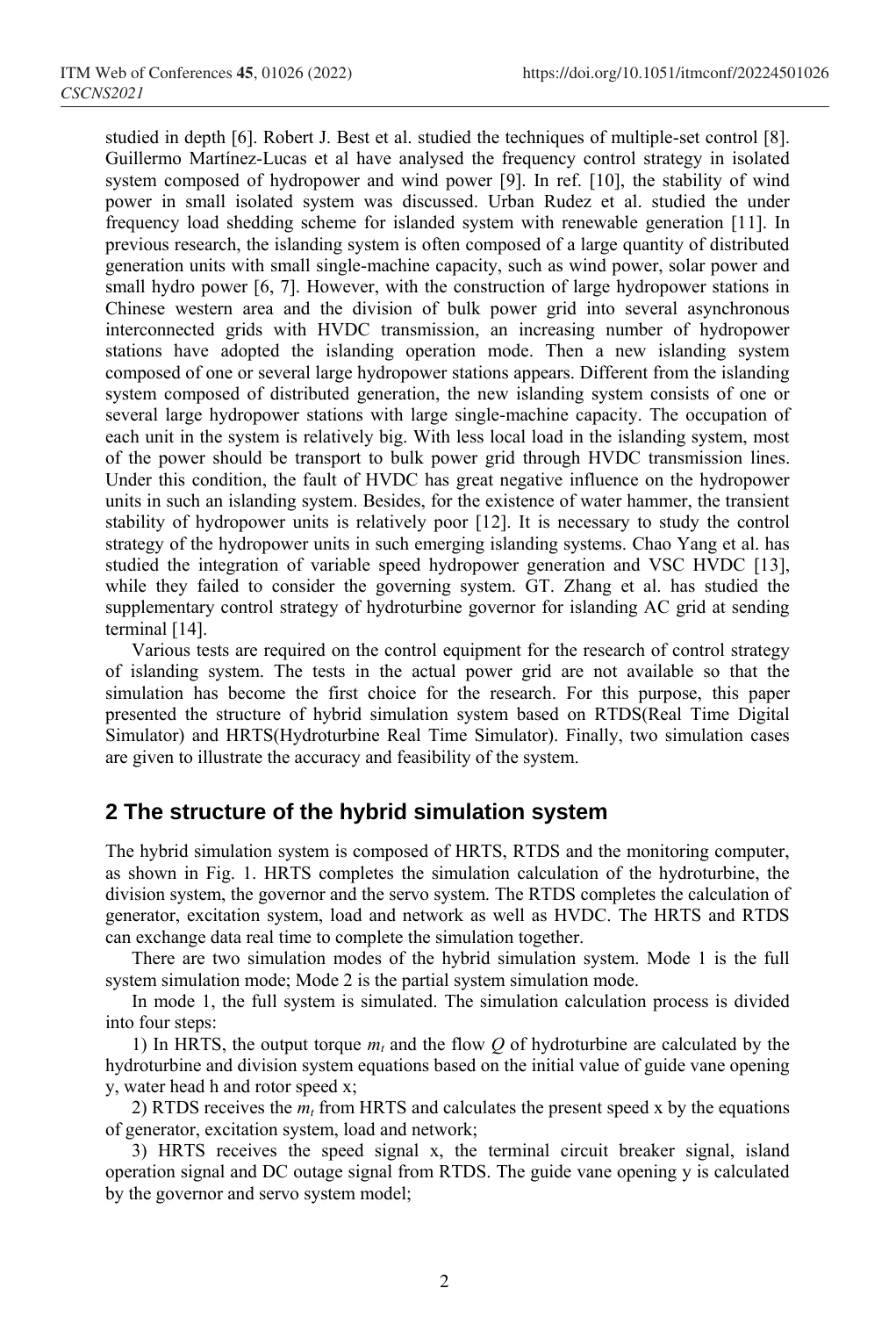studied in depth [6]. Robert J. Best et al. studied the techniques of multiple-set control [8]. Guillermo Martínez-Lucas et al have analysed the frequency control strategy in isolated system composed of hydropower and wind power [9]. In ref. [10], the stability of wind power in small isolated system was discussed. Urban Rudez et al. studied the under frequency load shedding scheme for islanded system with renewable generation [11]. In previous research, the islanding system is often composed of a large quantity of distributed generation units with small single-machine capacity, such as wind power, solar power and small hydro power [6, 7]. However, with the construction of large hydropower stations in Chinese western area and the division of bulk power grid into several asynchronous interconnected grids with HVDC transmission, an increasing number of hydropower stations have adopted the islanding operation mode. Then a new islanding system composed of one or several large hydropower stations appears. Different from the islanding system composed of distributed generation, the new islanding system consists of one or several large hydropower stations with large single-machine capacity. The occupation of each unit in the system is relatively big. With less local load in the islanding system, most of the power should be transport to bulk power grid through HVDC transmission lines. Under this condition, the fault of HVDC has great negative influence on the hydropower units in such an islanding system. Besides, for the existence of water hammer, the transient stability of hydropower units is relatively poor [12]. It is necessary to study the control strategy of the hydropower units in such emerging islanding systems. Chao Yang et al. has studied the integration of variable speed hydropower generation and VSC HVDC [13], while they failed to consider the governing system. GT. Zhang et al. has studied the supplementary control strategy of hydroturbine governor for islanding AC grid at sending terminal [14].

Various tests are required on the control equipment for the research of control strategy of islanding system. The tests in the actual power grid are not available so that the simulation has become the first choice for the research. For this purpose, this paper presented the structure of hybrid simulation system based on RTDS(Real Time Digital Simulator) and HRTS(Hydroturbine Real Time Simulator). Finally, two simulation cases are given to illustrate the accuracy and feasibility of the system.

## 2 The structure of the hybrid simulation system

The hybrid simulation system is composed of HRTS, RTDS and the monitoring computer, as shown in Fig. 1. HRTS completes the simulation calculation of the hydroturbine, the division system, the governor and the servo system. The RTDS completes the calculation of generator, excitation system, load and network as well as HVDC. The HRTS and RTDS can exchange data real time to complete the simulation together.

There are two simulation modes of the hybrid simulation system. Mode 1 is the full system simulation mode; Mode 2 is the partial system simulation mode.

In mode 1, the full system is simulated. The simulation calculation process is divided into four steps:

1) In HRTS, the output torque $m_t$ and the flow $Q$ of hydroturbine are calculated by the hydroturbine and division system equations based on the initial value of guide vane opening y, water head h and rotor speed x;

2) RTDS receives the $m_t$ from HRTS and calculates the present speed x by the equations of generator, excitation system, load and network;

3) HRTS receives the speed signal x, the terminal circuit breaker signal, island operation signal and DC outage signal from RTDS. The guide vane opening y is calculated by the governor and servo system model;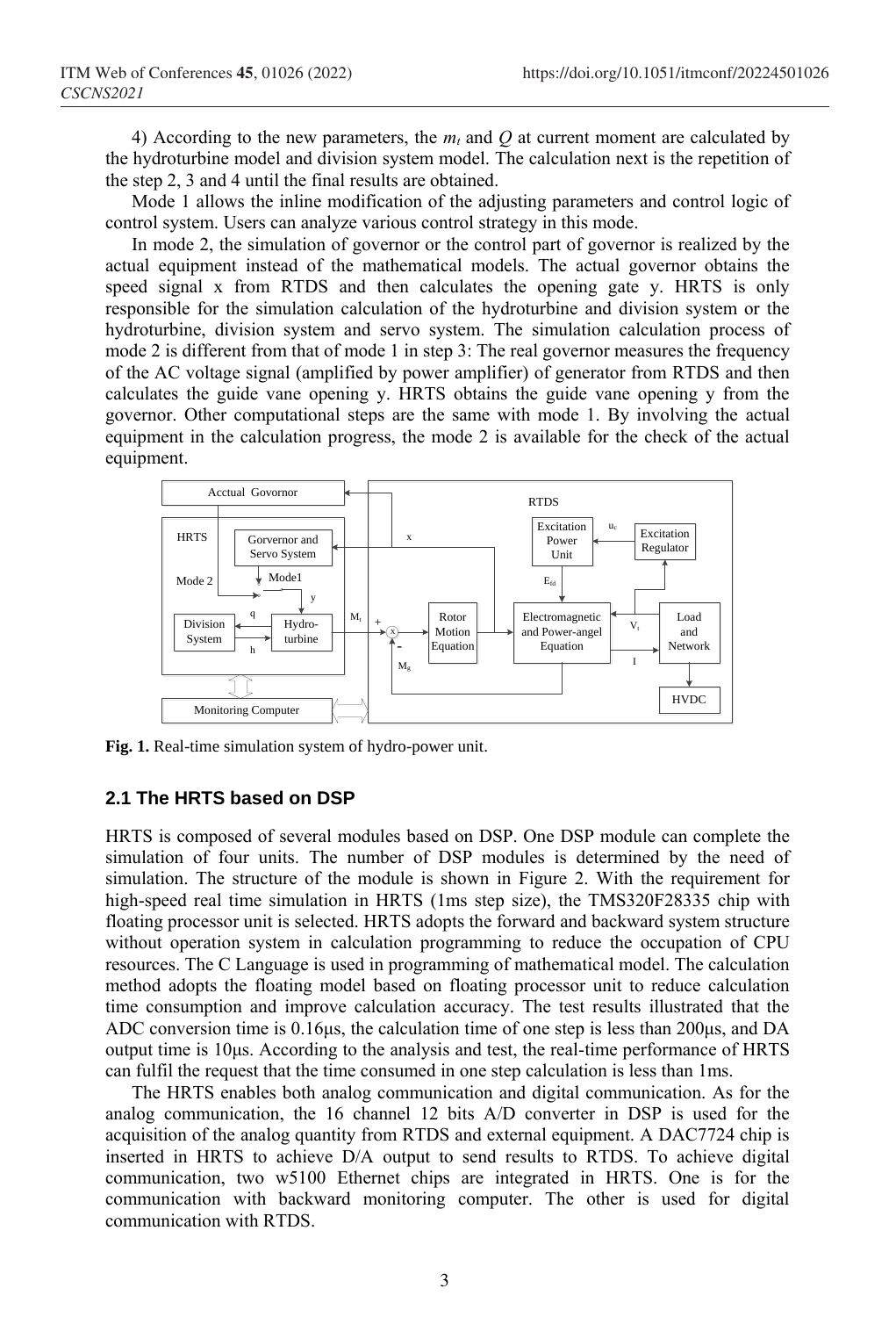4) According to the new parameters, the $m_t$ and $Q$ at current moment are calculated by the hydroturbine model and division system model. The calculation next is the repetition of the step 2, 3 and 4 until the final results are obtained.

Mode 1 allows the inline modification of the adjusting parameters and control logic of control system. Users can analyze various control strategy in this mode.

In mode 2, the simulation of governor or the control part of governor is realized by the actual equipment instead of the mathematical models. The actual governor obtains the speed signal x from RTDS and then calculates the opening gate y. HRTS is only responsible for the simulation calculation of the hydroturbine and division system or the hydroturbine, division system and servo system. The simulation calculation process of mode 2 is different from that of mode 1 in step 3: The real governor measures the frequency of the AC voltage signal (amplified by power amplifier) of generator from RTDS and then calculates the guide vane opening y. HRTS obtains the guide vane opening y from the governor. Other computational steps are the same with mode 1. By involving the actual equipment in the calculation progress, the mode 2 is available for the check of the actual equipment.

**Fig. 1.** Real-time simulation system of hydro-power unit.

## 2.1 The HRTS based on DSP

HRTS is composed of several modules based on DSP. One DSP module can complete the simulation of four units. The number of DSP modules is determined by the need of simulation. The structure of the module is shown in Figure 2. With the requirement for high-speed real time simulation in HRTS (1ms step size), the TMS320F28335 chip with floating processor unit is selected. HRTS adopts the forward and backward system structure without operation system in calculation programming to reduce the occupation of CPU resources. The C Language is used in programming of mathematical model. The calculation method adopts the floating model based on floating processor unit to reduce calculation time consumption and improve calculation accuracy. The test results illustrated that the ADC conversion time is 0.16μs, the calculation time of one step is less than 200μs, and DA output time is 10μs. According to the analysis and test, the real-time performance of HRTS can fulfil the request that the time consumed in one step calculation is less than 1ms.

The HRTS enables both analog communication and digital communication. As for the analog communication, the 16 channel 12 bits A/D converter in DSP is used for the acquisition of the analog quantity from RTDS and external equipment. A DAC7724 chip is inserted in HRTS to achieve D/A output to send results to RTDS. To achieve digital communication, two w5100 Ethernet chips are integrated in HRTS. One is for the communication with backward monitoring computer. The other is used for digital communication with RTDS.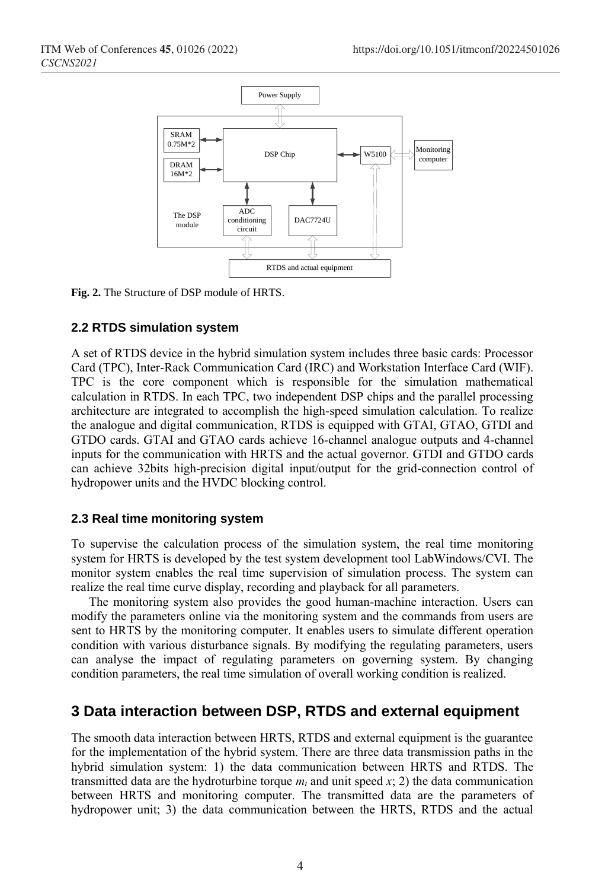**Fig. 2.** The Structure of DSP module of HRTS.

### 2.2 RTDS simulation system

A set of RTDS device in the hybrid simulation system includes three basic cards: Processor Card (TPC), Inter-Rack Communication Card (IRC) and Workstation Interface Card (WIF). TPC is the core component which is responsible for the simulation mathematical calculation in RTDS. In each TPC, two independent DSP chips and the parallel processing architecture are integrated to accomplish the high-speed simulation calculation. To realize the analogue and digital communication, RTDS is equipped with GTAI, GTAO, GTDI and GTDO cards. GTAI and GTAO cards achieve 16-channel analogue outputs and 4-channel inputs for the communication with HRTS and the actual governor. GTDI and GTDO cards can achieve 32bits high-precision digital input/output for the grid-connection control of hydropower units and the HVDC blocking control.

### 2.3 Real time monitoring system

To supervise the calculation process of the simulation system, the real time monitoring system for HRTS is developed by the test system development tool LabWindows/CVI. The monitor system enables the real time supervision of simulation process. The system can realize the real time curve display, recording and playback for all parameters.

The monitoring system also provides the good human-machine interaction. Users can modify the parameters online via the monitoring system and the commands from users are sent to HRTS by the monitoring computer. It enables users to simulate different operation condition with various disturbance signals. By modifying the regulating parameters, users can analyse the impact of regulating parameters on governing system. By changing condition parameters, the real time simulation of overall working condition is realized.

## 3 Data interaction between DSP, RTDS and external equipment

The smooth data interaction between HRTS, RTDS and external equipment is the guarantee for the implementation of the hybrid system. There are three data transmission paths in the hybrid simulation system: 1) the data communication between HRTS and RTDS. The transmitted data are the hydroturbine torque $m_t$ and unit speed $x$; 2) the data communication between HRTS and monitoring computer. The transmitted data are the parameters of hydropower unit; 3) the data communication between the HRTS, RTDS and the actual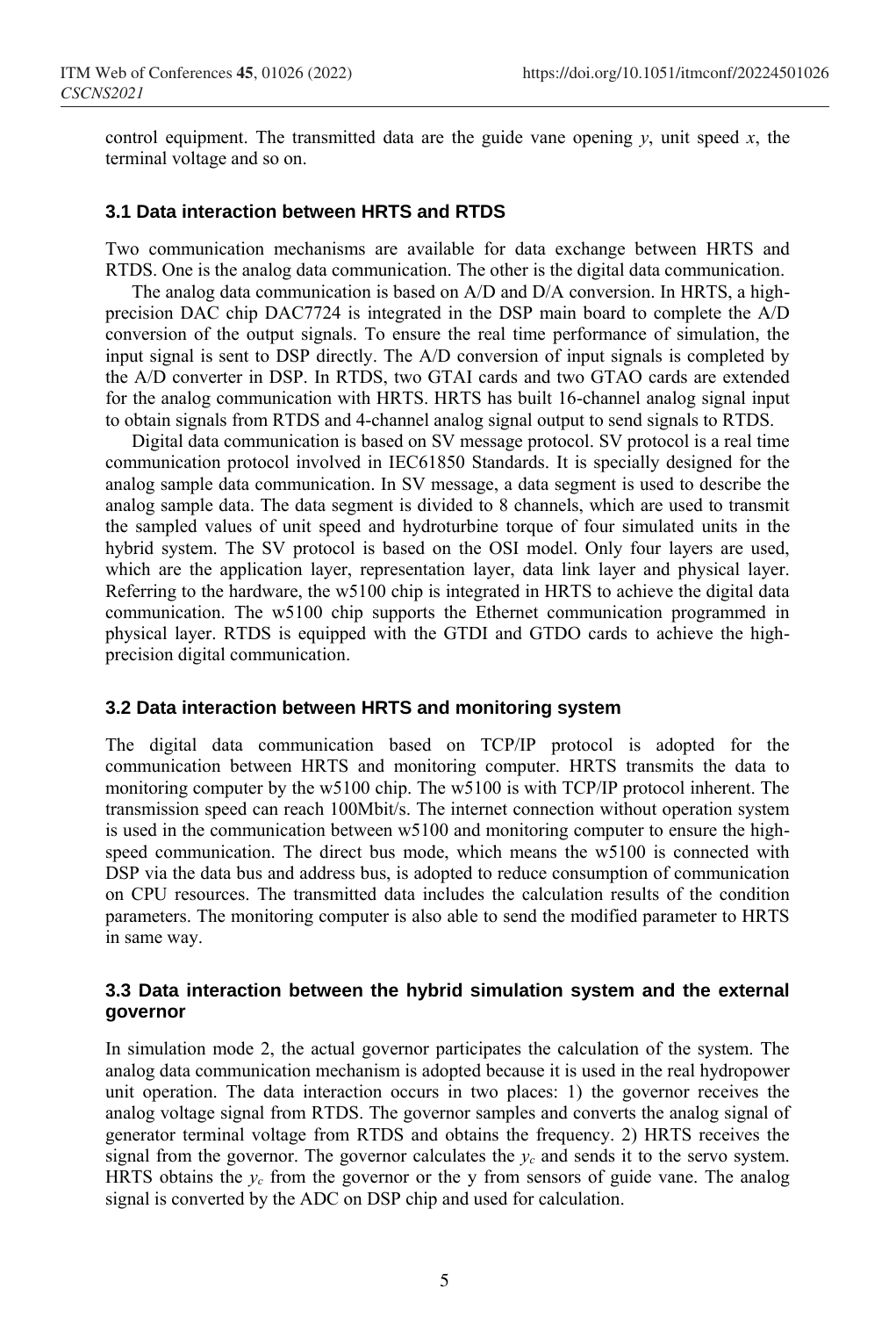control equipment. The transmitted data are the guide vane opening $y$, unit speed $x$, the terminal voltage and so on.

### 3.1 Data interaction between HRTS and RTDS

Two communication mechanisms are available for data exchange between HRTS and RTDS. One is the analog data communication. The other is the digital data communication.

The analog data communication is based on A/D and D/A conversion. In HRTS, a high-precision DAC chip DAC7724 is integrated in the DSP main board to complete the A/D conversion of the output signals. To ensure the real time performance of simulation, the input signal is sent to DSP directly. The A/D conversion of input signals is completed by the A/D converter in DSP. In RTDS, two GTAI cards and two GTAO cards are extended for the analog communication with HRTS. HRTS has built 16-channel analog signal input to obtain signals from RTDS and 4-channel analog signal output to send signals to RTDS.

Digital data communication is based on SV message protocol. SV protocol is a real time communication protocol involved in IEC61850 Standards. It is specially designed for the analog sample data communication. In SV message, a data segment is used to describe the analog sample data. The data segment is divided to 8 channels, which are used to transmit the sampled values of unit speed and hydroturbine torque of four simulated units in the hybrid system. The SV protocol is based on the OSI model. Only four layers are used, which are the application layer, representation layer, data link layer and physical layer. Referring to the hardware, the w5100 chip is integrated in HRTS to achieve the digital data communication. The w5100 chip supports the Ethernet communication programmed in physical layer. RTDS is equipped with the GTDI and GTDO cards to achieve the high-precision digital communication.

### 3.2 Data interaction between HRTS and monitoring system

The digital data communication based on TCP/IP protocol is adopted for the communication between HRTS and monitoring computer. HRTS transmits the data to monitoring computer by the w5100 chip. The w5100 is with TCP/IP protocol inherent. The transmission speed can reach 100Mbit/s. The internet connection without operation system is used in the communication between w5100 and monitoring computer to ensure the high-speed communication. The direct bus mode, which means the w5100 is connected with DSP via the data bus and address bus, is adopted to reduce consumption of communication on CPU resources. The transmitted data includes the calculation results of the condition parameters. The monitoring computer is also able to send the modified parameter to HRTS in same way.

### 3.3 Data interaction between the hybrid simulation system and the external governor

In simulation mode 2, the actual governor participates the calculation of the system. The analog data communication mechanism is adopted because it is used in the real hydropower unit operation. The data interaction occurs in two places: 1) the governor receives the analog voltage signal from RTDS. The governor samples and converts the analog signal of generator terminal voltage from RTDS and obtains the frequency. 2) HRTS receives the signal from the governor. The governor calculates the $y_c$ and sends it to the servo system. HRTS obtains the $y_c$ from the governor or the y from sensors of guide vane. The analog signal is converted by the ADC on DSP chip and used for calculation.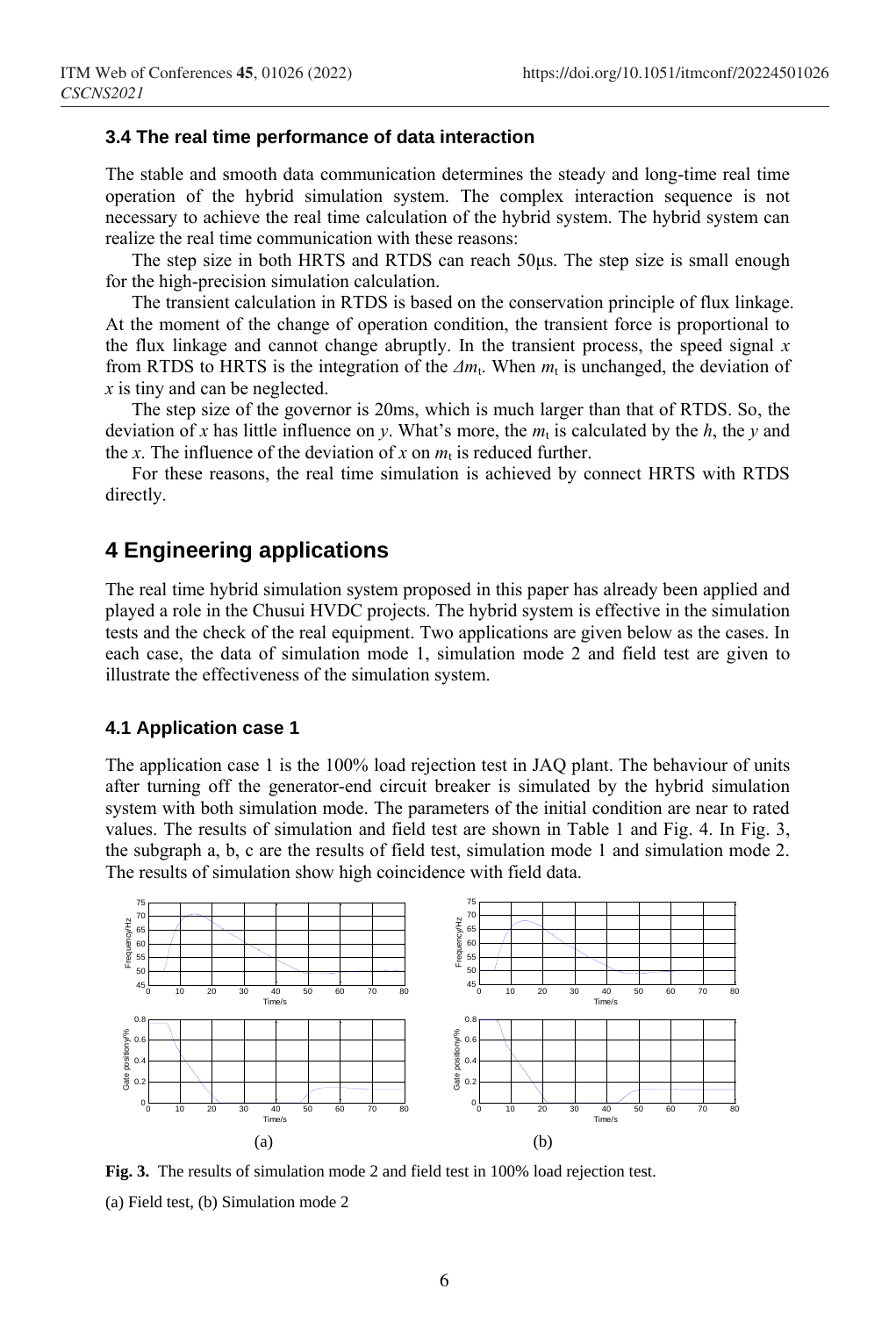### 3.4 The real time performance of data interaction

The stable and smooth data communication determines the steady and long-time real time operation of the hybrid simulation system. The complex interaction sequence is not necessary to achieve the real time calculation of the hybrid system. The hybrid system can realize the real time communication with these reasons:

The step size in both HRTS and RTDS can reach 50μs. The step size is small enough for the high-precision simulation calculation.

The transient calculation in RTDS is based on the conservation principle of flux linkage. At the moment of the change of operation condition, the transient force is proportional to the flux linkage and cannot change abruptly. In the transient process, the speed signal $x$ from RTDS to HRTS is the integration of the $\Delta m_t$. When $m_t$ is unchanged, the deviation of $x$ is tiny and can be neglected.

The step size of the governor is 20ms, which is much larger than that of RTDS. So, the deviation of $x$ has little influence on $y$. What's more, the $m_t$ is calculated by the $h$, the $y$ and the $x$. The influence of the deviation of $x$ on $m_t$ is reduced further.

For these reasons, the real time simulation is achieved by connect HRTS with RTDS directly.

## 4 Engineering applications

The real time hybrid simulation system proposed in this paper has already been applied and played a role in the Chusui HVDC projects. The hybrid system is effective in the simulation tests and the check of the real equipment. Two applications are given below as the cases. In each case, the data of simulation mode 1, simulation mode 2 and field test are given to illustrate the effectiveness of the simulation system.

### 4.1 Application case 1

The application case 1 is the 100% load rejection test in JAQ plant. The behaviour of units after turning off the generator-end circuit breaker is simulated by the hybrid simulation system with both simulation mode. The parameters of the initial condition are near to rated values. The results of simulation and field test are shown in Table 1 and Fig. 4. In Fig. 3, the subgraph a, b, c are the results of field test, simulation mode 1 and simulation mode 2. The results of simulation show high coincidence with field data.

**Fig. 3.** The results of simulation mode 2 and field test in 100% load rejection test.

(a) Field test, (b) Simulation mode 2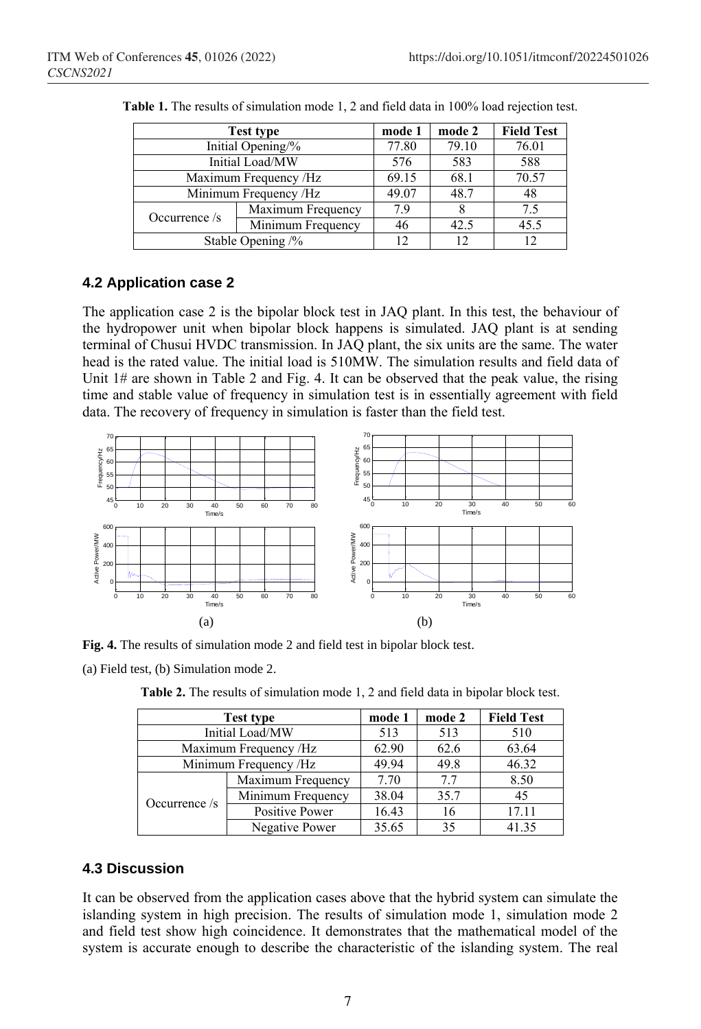**Table 1.** The results of simulation mode 1, 2 and field data in 100% load rejection test.

| Test type | | mode 1 | mode 2 | Field Test |
|---|---|---|---|---|
| Initial Opening/% | | 77.80 | 79.10 | 76.01 |
| Initial Load/MW | | 576 | 583 | 588 |
| Maximum Frequency /Hz | | 69.15 | 68.1 | 70.57 |
| Minimum Frequency /Hz | | 49.07 | 48.7 | 48 |
| Occurrence /s | Maximum Frequency | 7.9 | 8 | 7.5 |
| | Minimum Frequency | 46 | 42.5 | 45.5 |
| Stable Opening /% | | 12 | 12 | 12 |

### 4.2 Application case 2

The application case 2 is the bipolar block test in JAQ plant. In this test, the behaviour of the hydropower unit when bipolar block happens is simulated. JAQ plant is at sending terminal of Chusui HVDC transmission. In JAQ plant, the six units are the same. The water head is the rated value. The initial load is 510MW. The simulation results and field data of Unit 1# are shown in Table 2 and Fig. 4. It can be observed that the peak value, the rising time and stable value of frequency in simulation test is in essentially agreement with field data. The recovery of frequency in simulation is faster than the field test.

**Fig. 4.** The results of simulation mode 2 and field test in bipolar block test.

(a) Field test, (b) Simulation mode 2.

**Table 2.** The results of simulation mode 1, 2 and field data in bipolar block test.

| Test type | | mode 1 | mode 2 | Field Test |
|---|---|---|---|---|
| Initial Load/MW | | 513 | 513 | 510 |
| Maximum Frequency /Hz | | 62.90 | 62.6 | 63.64 |
| Minimum Frequency /Hz | | 49.94 | 49.8 | 46.32 |
| Occurrence /s | Maximum Frequency | 7.70 | 7.7 | 8.50 |
| | Minimum Frequency | 38.04 | 35.7 | 45 |
| | Positive Power | 16.43 | 16 | 17.11 |
| | Negative Power | 35.65 | 35 | 41.35 |

### 4.3 Discussion

It can be observed from the application cases above that the hybrid system can simulate the islanding system in high precision. The results of simulation mode 1, simulation mode 2 and field test show high coincidence. It demonstrates that the mathematical model of the system is accurate enough to describe the characteristic of the islanding system. The real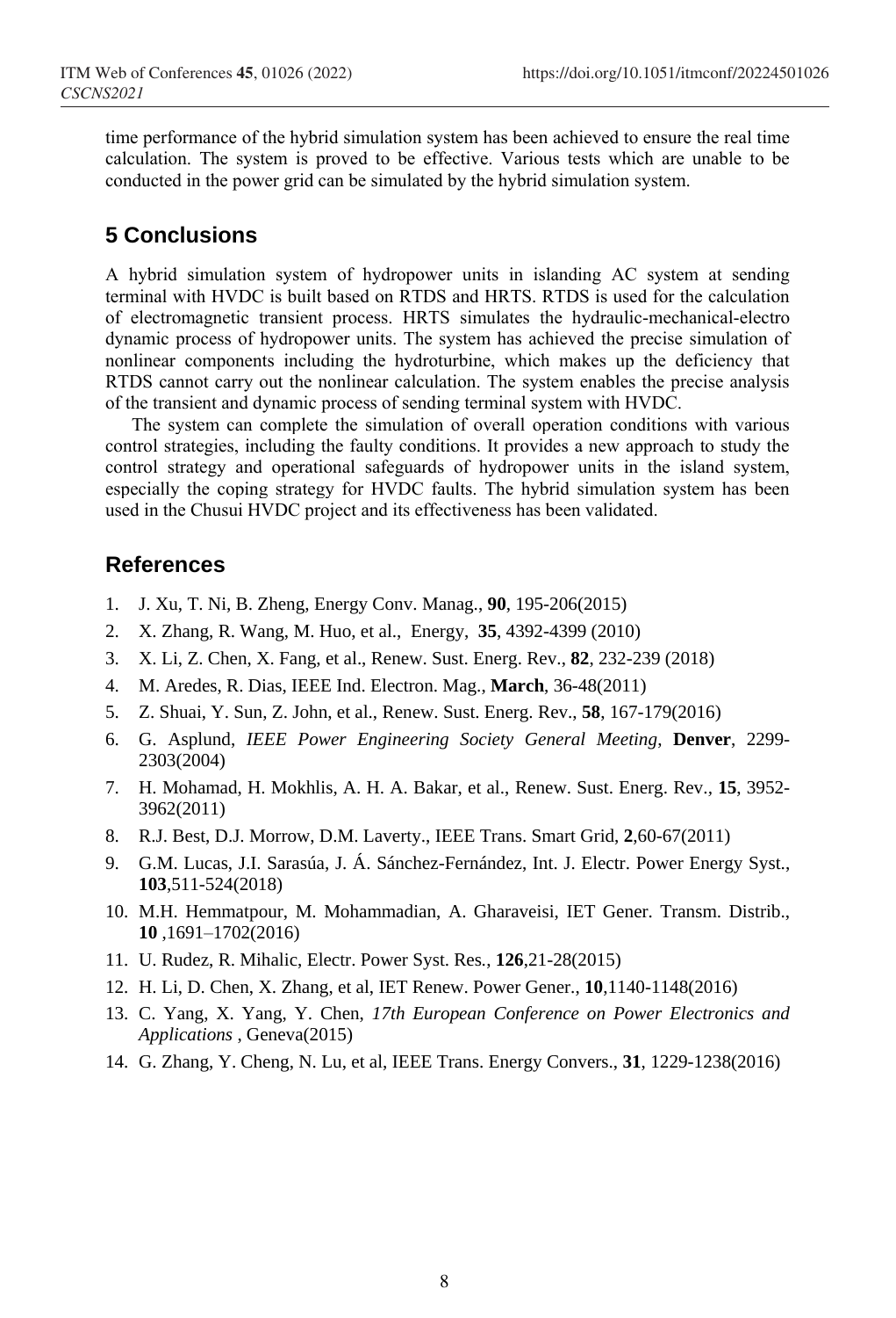time performance of the hybrid simulation system has been achieved to ensure the real time calculation. The system is proved to be effective. Various tests which are unable to be conducted in the power grid can be simulated by the hybrid simulation system.

## 5 Conclusions

A hybrid simulation system of hydropower units in islanding AC system at sending terminal with HVDC is built based on RTDS and HRTS. RTDS is used for the calculation of electromagnetic transient process. HRTS simulates the hydraulic-mechanical-electro dynamic process of hydropower units. The system has achieved the precise simulation of nonlinear components including the hydroturbine, which makes up the deficiency that RTDS cannot carry out the nonlinear calculation. The system enables the precise analysis of the transient and dynamic process of sending terminal system with HVDC.

The system can complete the simulation of overall operation conditions with various control strategies, including the faulty conditions. It provides a new approach to study the control strategy and operational safeguards of hydropower units in the island system, especially the coping strategy for HVDC faults. The hybrid simulation system has been used in the Chusui HVDC project and its effectiveness has been validated.

## References

1. J. Xu, T. Ni, B. Zheng, Energy Conv. Manag., **90**, 195-206(2015)
2. X. Zhang, R. Wang, M. Huo, et al., Energy, **35**, 4392-4399 (2010)
3. X. Li, Z. Chen, X. Fang, et al., Renew. Sust. Energ. Rev., **82**, 232-239 (2018)
4. M. Aredes, R. Dias, IEEE Ind. Electron. Mag., **March**, 36-48(2011)
5. Z. Shuai, Y. Sun, Z. John, et al., Renew. Sust. Energ. Rev., **58**, 167-179(2016)
6. G. Asplund, *IEEE Power Engineering Society General Meeting*, **Denver**, 2299-2303(2004)
7. H. Mohamad, H. Mokhlis, A. H. A. Bakar, et al., Renew. Sust. Energ. Rev., **15**, 3952-3962(2011)
8. R.J. Best, D.J. Morrow, D.M. Laverty., IEEE Trans. Smart Grid, **2**,60-67(2011)
9. G.M. Lucas, J.I. Sarasúa, J. Á. Sánchez-Fernández, Int. J. Electr. Power Energy Syst., **103**,511-524(2018)
10. M.H. Hemmatpour, M. Mohammadian, A. Gharaveisi, IET Gener. Transm. Distrib., **10** ,1691–1702(2016)
11. U. Rudez, R. Mihalic, Electr. Power Syst. Res., **126**,21-28(2015)
12. H. Li, D. Chen, X. Zhang, et al, IET Renew. Power Gener., **10**,1140-1148(2016)
13. C. Yang, X. Yang, Y. Chen, *17th European Conference on Power Electronics and Applications* , Geneva(2015)
14. G. Zhang, Y. Cheng, N. Lu, et al, IEEE Trans. Energy Convers., **31**, 1229-1238(2016)